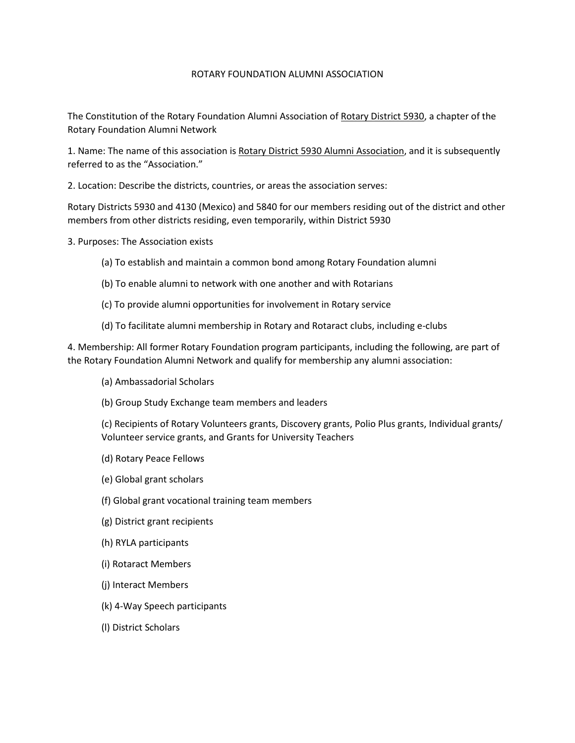# ROTARY FOUNDATION ALUMNI ASSOCIATION

The Constitution of the Rotary Foundation Alumni Association of Rotary District 5930, a chapter of the Rotary Foundation Alumni Network

1. Name: The name of this association is Rotary District 5930 Alumni Association, and it is subsequently referred to as the "Association."

2. Location: Describe the districts, countries, or areas the association serves:

Rotary Districts 5930 and 4130 (Mexico) and 5840 for our members residing out of the district and other members from other districts residing, even temporarily, within District 5930

3. Purposes: The Association exists

   (a) To establish and maintain a common bond among Rotary Foundation alumni

   (b) To enable alumni to network with one another and with Rotarians

   (c) To provide alumni opportunities for involvement in Rotary service

   (d) To facilitate alumni membership in Rotary and Rotaract clubs, including e-clubs

4. Membership: All former Rotary Foundation program participants, including the following, are part of the Rotary Foundation Alumni Network and qualify for membership any alumni association:

   (a) Ambassadorial Scholars

   (b) Group Study Exchange team members and leaders

   (c) Recipients of Rotary Volunteers grants, Discovery grants, Polio Plus grants, Individual grants/ Volunteer service grants, and Grants for University Teachers

   (d) Rotary Peace Fellows

   (e) Global grant scholars

   (f) Global grant vocational training team members

   (g) District grant recipients

   (h) RYLA participants

   (i) Rotaract Members

   (j) Interact Members

   (k) 4-Way Speech participants

   (l) District Scholars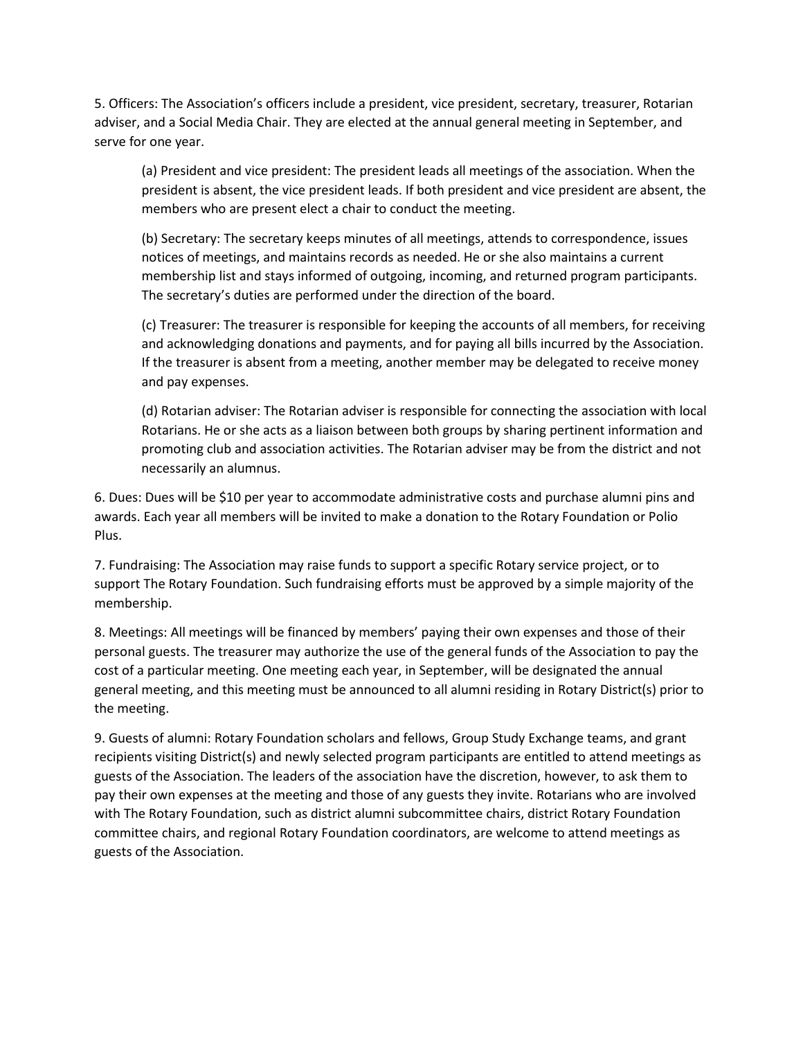5. Officers: The Association's officers include a president, vice president, secretary, treasurer, Rotarian adviser, and a Social Media Chair. They are elected at the annual general meeting in September, and serve for one year.

(a) President and vice president: The president leads all meetings of the association. When the president is absent, the vice president leads. If both president and vice president are absent, the members who are present elect a chair to conduct the meeting.

(b) Secretary: The secretary keeps minutes of all meetings, attends to correspondence, issues notices of meetings, and maintains records as needed. He or she also maintains a current membership list and stays informed of outgoing, incoming, and returned program participants. The secretary's duties are performed under the direction of the board.

(c) Treasurer: The treasurer is responsible for keeping the accounts of all members, for receiving and acknowledging donations and payments, and for paying all bills incurred by the Association. If the treasurer is absent from a meeting, another member may be delegated to receive money and pay expenses.

(d) Rotarian adviser: The Rotarian adviser is responsible for connecting the association with local Rotarians. He or she acts as a liaison between both groups by sharing pertinent information and promoting club and association activities. The Rotarian adviser may be from the district and not necessarily an alumnus.

6. Dues: Dues will be $10 per year to accommodate administrative costs and purchase alumni pins and awards. Each year all members will be invited to make a donation to the Rotary Foundation or Polio Plus.

7. Fundraising: The Association may raise funds to support a specific Rotary service project, or to support The Rotary Foundation. Such fundraising efforts must be approved by a simple majority of the membership.

8. Meetings: All meetings will be financed by members' paying their own expenses and those of their personal guests. The treasurer may authorize the use of the general funds of the Association to pay the cost of a particular meeting. One meeting each year, in September, will be designated the annual general meeting, and this meeting must be announced to all alumni residing in Rotary District(s) prior to the meeting.

9. Guests of alumni: Rotary Foundation scholars and fellows, Group Study Exchange teams, and grant recipients visiting District(s) and newly selected program participants are entitled to attend meetings as guests of the Association. The leaders of the association have the discretion, however, to ask them to pay their own expenses at the meeting and those of any guests they invite. Rotarians who are involved with The Rotary Foundation, such as district alumni subcommittee chairs, district Rotary Foundation committee chairs, and regional Rotary Foundation coordinators, are welcome to attend meetings as guests of the Association.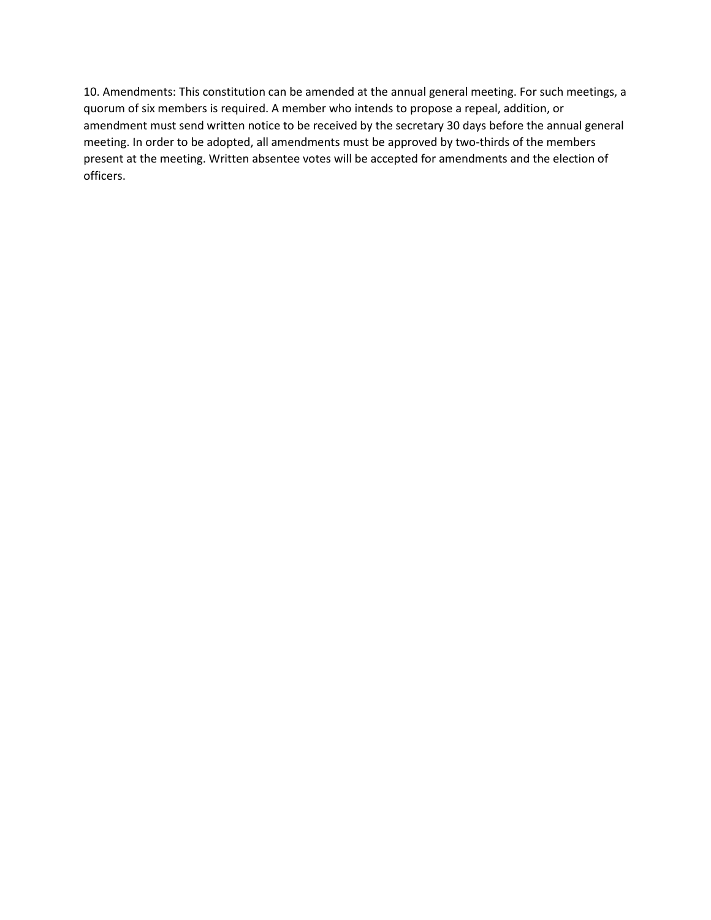10. Amendments: This constitution can be amended at the annual general meeting. For such meetings, a quorum of six members is required. A member who intends to propose a repeal, addition, or amendment must send written notice to be received by the secretary 30 days before the annual general meeting. In order to be adopted, all amendments must be approved by two-thirds of the members present at the meeting. Written absentee votes will be accepted for amendments and the election of officers.